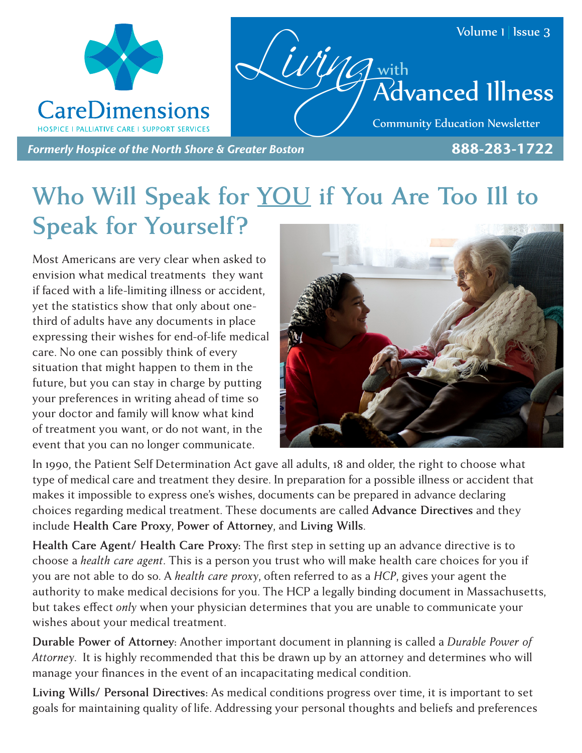CareDimensions

HOSPICE | PALLIATIVE CARE | SUPPORT SERVICES

# Living with Advanced Illness

Community Education Newsletter

*Formerly Hospice of the North Shore & Greater Boston* **888-283-1722**

## Who Will Speak for YOU if You Are Too Ill to Speak for Yourself?

Most Americans are very clear when asked to envision what medical treatments they want if faced with a life-limiting illness or accident, yet the statistics show that only about one-third of adults have any documents in place expressing their wishes for end-of-life medical care. No one can possibly think of every situation that might happen to them in the future, but you can stay in charge by putting your preferences in writing ahead of time so your doctor and family will know what kind of treatment you want, or do not want, in the event that you can no longer communicate.

In 1990, the Patient Self Determination Act gave all adults, 18 and older, the right to choose what type of medical care and treatment they desire. In preparation for a possible illness or accident that makes it impossible to express one's wishes, documents can be prepared in advance declaring choices regarding medical treatment. These documents are called **Advance Directives** and they include **Health Care Proxy**, **Power of Attorney**, and **Living Wills**.

**Health Care Agent/ Health Care Proxy:** The first step in setting up an advance directive is to choose a *health care agent*. This is a person you trust who will make health care choices for you if you are not able to do so. A *health care proxy*, often referred to as a *HCP*, gives your agent the authority to make medical decisions for you. The HCP a legally binding document in Massachusetts, but takes effect *only* when your physician determines that you are unable to communicate your wishes about your medical treatment.

**Durable Power of Attorney:** Another important document in planning is called a *Durable Power of Attorney*. It is highly recommended that this be drawn up by an attorney and determines who will manage your finances in the event of an incapacitating medical condition.

**Living Wills/ Personal Directives:** As medical conditions progress over time, it is important to set goals for maintaining quality of life. Addressing your personal thoughts and beliefs and preferences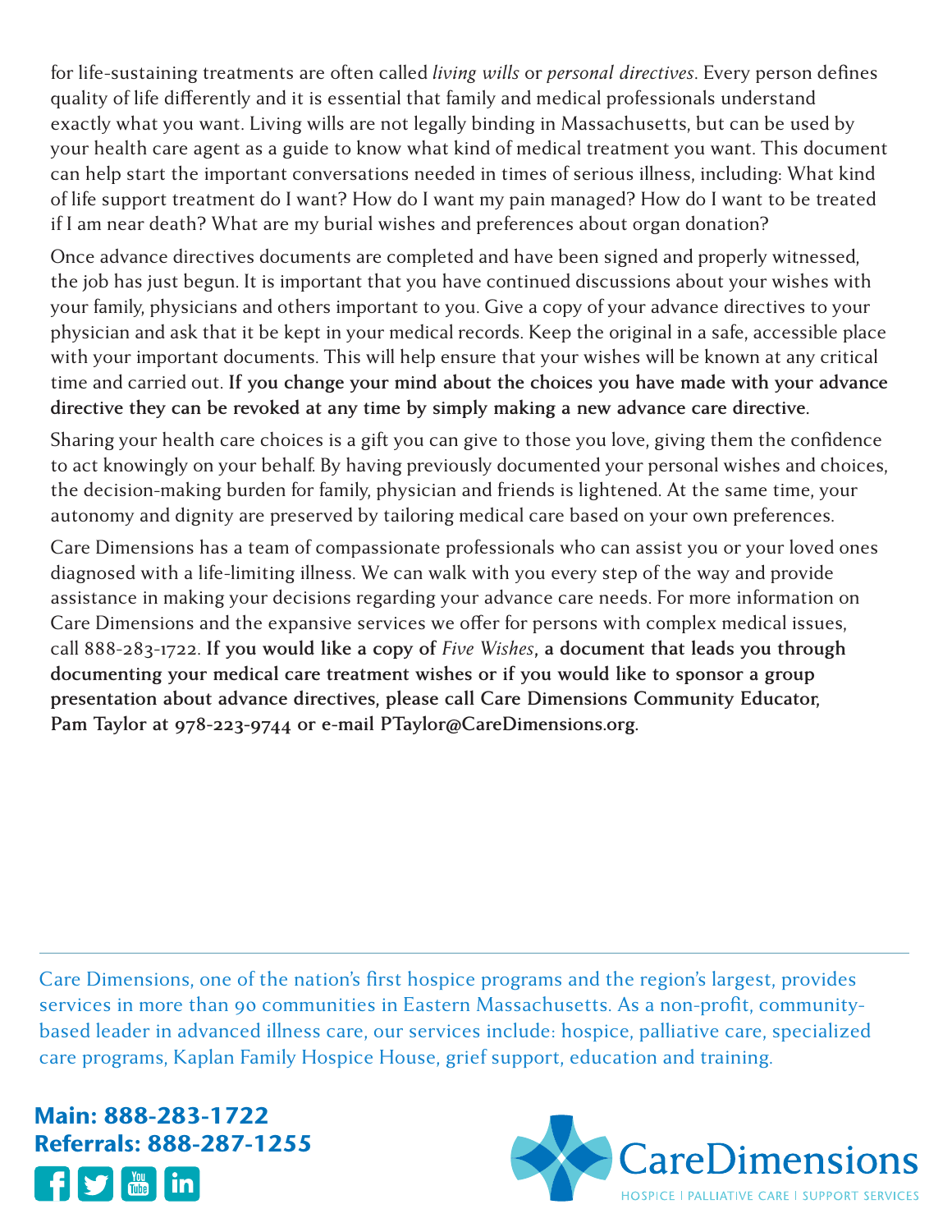for life-sustaining treatments are often called *living wills* or *personal directives*. Every person defines quality of life differently and it is essential that family and medical professionals understand exactly what you want. Living wills are not legally binding in Massachusetts, but can be used by your health care agent as a guide to know what kind of medical treatment you want. This document can help start the important conversations needed in times of serious illness, including: What kind of life support treatment do I want? How do I want my pain managed? How do I want to be treated if I am near death? What are my burial wishes and preferences about organ donation?

Once advance directives documents are completed and have been signed and properly witnessed, the job has just begun. It is important that you have continued discussions about your wishes with your family, physicians and others important to you. Give a copy of your advance directives to your physician and ask that it be kept in your medical records. Keep the original in a safe, accessible place with your important documents. This will help ensure that your wishes will be known at any critical time and carried out. **If you change your mind about the choices you have made with your advance directive they can be revoked at any time by simply making a new advance care directive.**

Sharing your health care choices is a gift you can give to those you love, giving them the confidence to act knowingly on your behalf. By having previously documented your personal wishes and choices, the decision-making burden for family, physician and friends is lightened. At the same time, your autonomy and dignity are preserved by tailoring medical care based on your own preferences.

Care Dimensions has a team of compassionate professionals who can assist you or your loved ones diagnosed with a life-limiting illness. We can walk with you every step of the way and provide assistance in making your decisions regarding your advance care needs. For more information on Care Dimensions and the expansive services we offer for persons with complex medical issues, call 888-283-1722. **If you would like a copy of *Five Wishes*, a document that leads you through documenting your medical care treatment wishes or if you would like to sponsor a group presentation about advance directives, please call Care Dimensions Community Educator, Pam Taylor at 978-223-9744 or e-mail PTaylor@CareDimensions.org.**

---

Care Dimensions, one of the nation's first hospice programs and the region's largest, provides services in more than 90 communities in Eastern Massachusetts. As a non-profit, community-based leader in advanced illness care, our services include: hospice, palliative care, specialized care programs, Kaplan Family Hospice House, grief support, education and training.

**Main: 888-283-1722**
**Referrals: 888-287-1255**

CareDimensions

HOSPICE | PALLIATIVE CARE | SUPPORT SERVICES